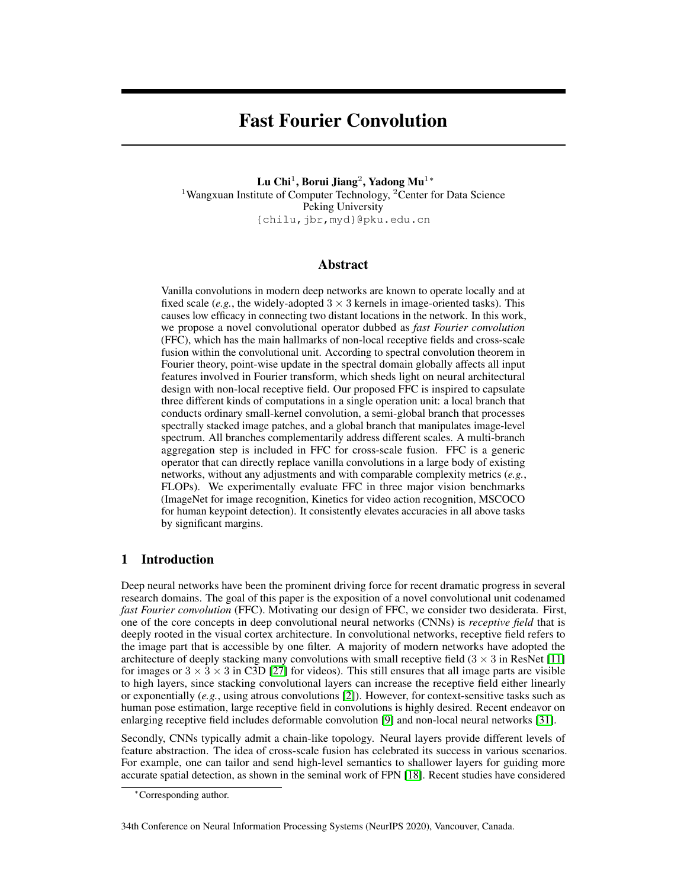# Fast Fourier Convolution

**Lu Chi**[1], **Borui Jiang**[2], **Yadong Mu**[1]*

[1]Wangxuan Institute of Computer Technology, [2]Center for Data Science
Peking University
{chilu,jbr,myd}@pku.edu.cn

## Abstract

Vanilla convolutions in modern deep networks are known to operate locally and at fixed scale (*e.g.*, the widely-adopted $3 \times 3$ kernels in image-oriented tasks). This causes low efficacy in connecting two distant locations in the network. In this work, we propose a novel convolutional operator dubbed as *fast Fourier convolution* (FFC), which has the main hallmarks of non-local receptive fields and cross-scale fusion within the convolutional unit. According to spectral convolution theorem in Fourier theory, point-wise update in the spectral domain globally affects all input features involved in Fourier transform, which sheds light on neural architectural design with non-local receptive field. Our proposed FFC is inspired to capsulate three different kinds of computations in a single operation unit: a local branch that conducts ordinary small-kernel convolution, a semi-global branch that processes spectrally stacked image patches, and a global branch that manipulates image-level spectrum. All branches complementarily address different scales. A multi-branch aggregation step is included in FFC for cross-scale fusion. FFC is a generic operator that can directly replace vanilla convolutions in a large body of existing networks, without any adjustments and with comparable complexity metrics (*e.g.*, FLOPs). We experimentally evaluate FFC in three major vision benchmarks (ImageNet for image recognition, Kinetics for video action recognition, MSCOCO for human keypoint detection). It consistently elevates accuracies in all above tasks by significant margins.

## 1 Introduction

Deep neural networks have been the prominent driving force for recent dramatic progress in several research domains. The goal of this paper is the exposition of a novel convolutional unit codenamed *fast Fourier convolution* (FFC). Motivating our design of FFC, we consider two desiderata. First, one of the core concepts in deep convolutional neural networks (CNNs) is *receptive field* that is deeply rooted in the visual cortex architecture. In convolutional networks, receptive field refers to the image part that is accessible by one filter. A majority of modern networks have adopted the architecture of deeply stacking many convolutions with small receptive field ($3 \times 3$ in ResNet [11] for images or $3 \times 3 \times 3$ in C3D [27] for videos). This still ensures that all image parts are visible to high layers, since stacking convolutional layers can increase the receptive field either linearly or exponentially (*e.g.*, using atrous convolutions [2]). However, for context-sensitive tasks such as human pose estimation, large receptive field in convolutions is highly desired. Recent endeavor on enlarging receptive field includes deformable convolution [9] and non-local neural networks [31].

Secondly, CNNs typically admit a chain-like topology. Neural layers provide different levels of feature abstraction. The idea of cross-scale fusion has celebrated its success in various scenarios. For example, one can tailor and send high-level semantics to shallower layers for guiding more accurate spatial detection, as shown in the seminal work of FPN [18]. Recent studies have considered

*Corresponding author.

34th Conference on Neural Information Processing Systems (NeurIPS 2020), Vancouver, Canada.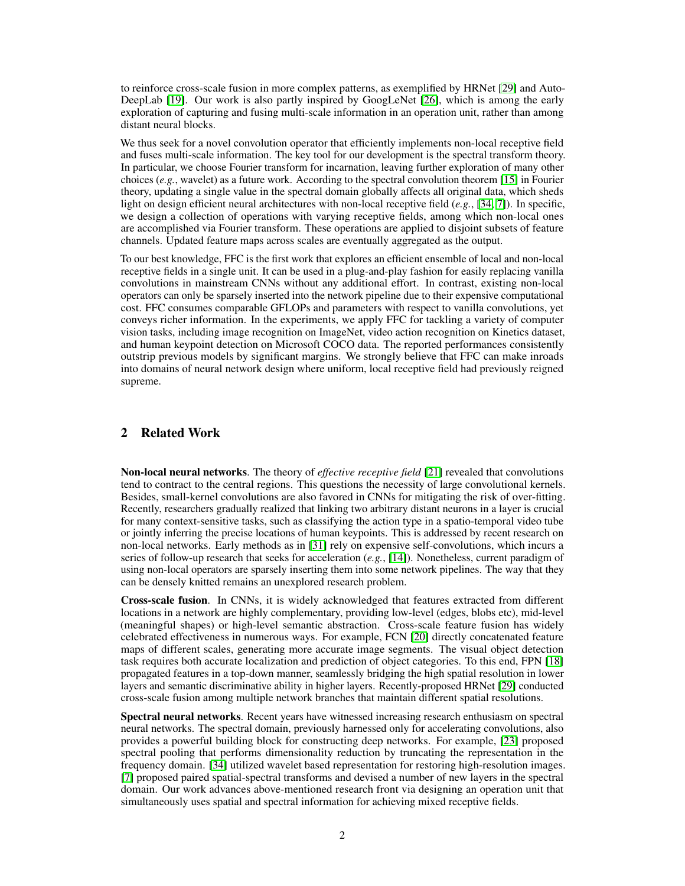to reinforce cross-scale fusion in more complex patterns, as exemplified by HRNet [29] and Auto-DeepLab [19]. Our work is also partly inspired by GoogLeNet [26], which is among the early exploration of capturing and fusing multi-scale information in an operation unit, rather than among distant neural blocks.

We thus seek for a novel convolution operator that efficiently implements non-local receptive field and fuses multi-scale information. The key tool for our development is the spectral transform theory. In particular, we choose Fourier transform for incarnation, leaving further exploration of many other choices (*e.g.*, wavelet) as a future work. According to the spectral convolution theorem [15] in Fourier theory, updating a single value in the spectral domain globally affects all original data, which sheds light on design efficient neural architectures with non-local receptive field (*e.g.*, [34, 7]). In specific, we design a collection of operations with varying receptive fields, among which non-local ones are accomplished via Fourier transform. These operations are applied to disjoint subsets of feature channels. Updated feature maps across scales are eventually aggregated as the output.

To our best knowledge, FFC is the first work that explores an efficient ensemble of local and non-local receptive fields in a single unit. It can be used in a plug-and-play fashion for easily replacing vanilla convolutions in mainstream CNNs without any additional effort. In contrast, existing non-local operators can only be sparsely inserted into the network pipeline due to their expensive computational cost. FFC consumes comparable GFLOPs and parameters with respect to vanilla convolutions, yet conveys richer information. In the experiments, we apply FFC for tackling a variety of computer vision tasks, including image recognition on ImageNet, video action recognition on Kinetics dataset, and human keypoint detection on Microsoft COCO data. The reported performances consistently outstrip previous models by significant margins. We strongly believe that FFC can make inroads into domains of neural network design where uniform, local receptive field had previously reigned supreme.

## 2 Related Work

**Non-local neural networks**. The theory of *effective receptive field* [21] revealed that convolutions tend to contract to the central regions. This questions the necessity of large convolutional kernels. Besides, small-kernel convolutions are also favored in CNNs for mitigating the risk of over-fitting. Recently, researchers gradually realized that linking two arbitrary distant neurons in a layer is crucial for many context-sensitive tasks, such as classifying the action type in a spatio-temporal video tube or jointly inferring the precise locations of human keypoints. This is addressed by recent research on non-local networks. Early methods as in [31] rely on expensive self-convolutions, which incurs a series of follow-up research that seeks for acceleration (*e.g.*, [14]). Nonetheless, current paradigm of using non-local operators are sparsely inserting them into some network pipelines. The way that they can be densely knitted remains an unexplored research problem.

**Cross-scale fusion**. In CNNs, it is widely acknowledged that features extracted from different locations in a network are highly complementary, providing low-level (edges, blobs etc), mid-level (meaningful shapes) or high-level semantic abstraction. Cross-scale feature fusion has widely celebrated effectiveness in numerous ways. For example, FCN [20] directly concatenated feature maps of different scales, generating more accurate image segments. The visual object detection task requires both accurate localization and prediction of object categories. To this end, FPN [18] propagated features in a top-down manner, seamlessly bridging the high spatial resolution in lower layers and semantic discriminative ability in higher layers. Recently-proposed HRNet [29] conducted cross-scale fusion among multiple network branches that maintain different spatial resolutions.

**Spectral neural networks**. Recent years have witnessed increasing research enthusiasm on spectral neural networks. The spectral domain, previously harnessed only for accelerating convolutions, also provides a powerful building block for constructing deep networks. For example, [23] proposed spectral pooling that performs dimensionality reduction by truncating the representation in the frequency domain. [34] utilized wavelet based representation for restoring high-resolution images. [7] proposed paired spatial-spectral transforms and devised a number of new layers in the spectral domain. Our work advances above-mentioned research front via designing an operation unit that simultaneously uses spatial and spectral information for achieving mixed receptive fields.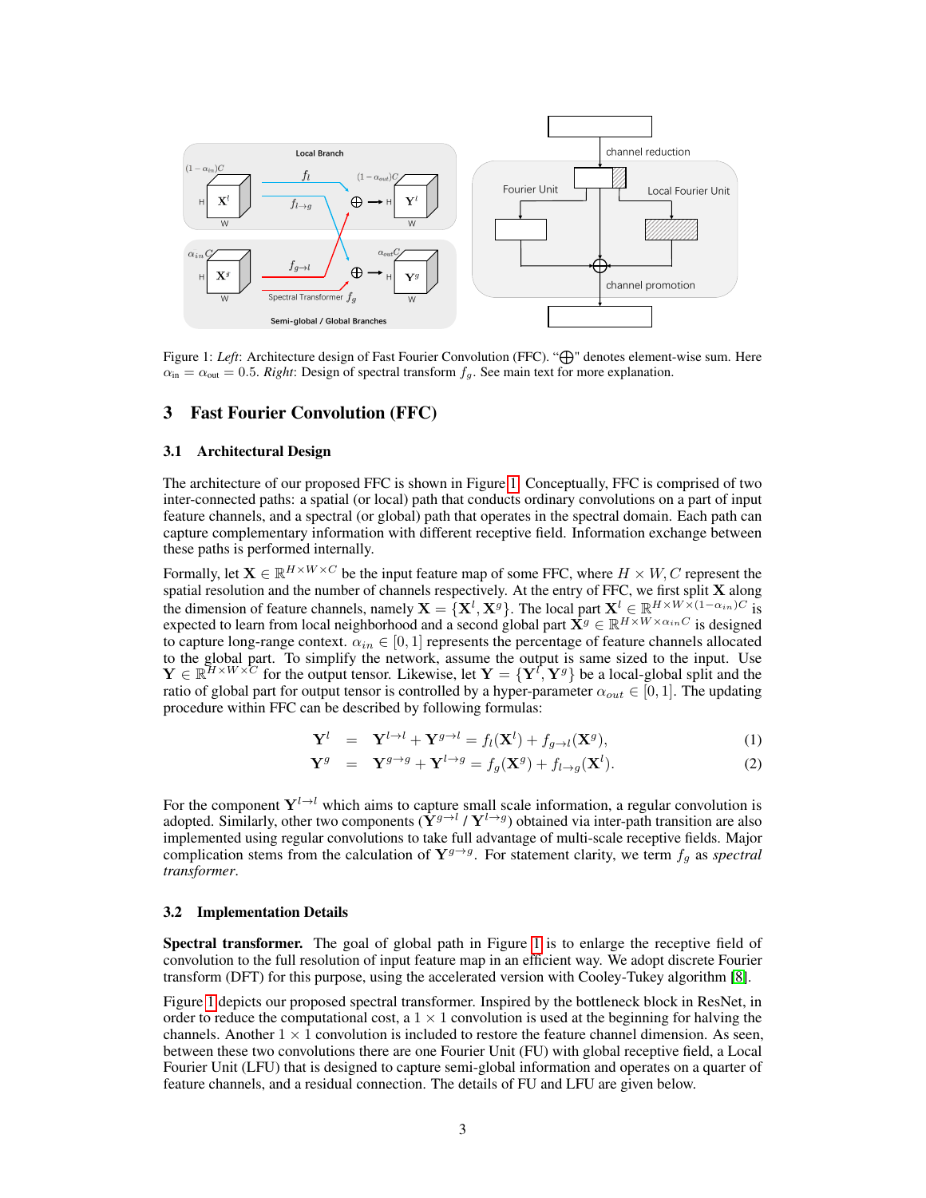Figure 1: *Left*: Architecture design of Fast Fourier Convolution (FFC). "$\bigoplus$" denotes element-wise sum. Here $\alpha_{\text{in}} = \alpha_{\text{out}} = 0.5$. *Right*: Design of spectral transform $f_g$. See main text for more explanation.

## 3 Fast Fourier Convolution (FFC)

### 3.1 Architectural Design

The architecture of our proposed FFC is shown in Figure 1. Conceptually, FFC is comprised of two inter-connected paths: a spatial (or local) path that conducts ordinary convolutions on a part of input feature channels, and a spectral (or global) path that operates in the spectral domain. Each path can capture complementary information with different receptive field. Information exchange between these paths is performed internally.

Formally, let $\mathbf{X} \in \mathbb{R}^{H \times W \times C}$ be the input feature map of some FFC, where $H \times W, C$ represent the spatial resolution and the number of channels respectively. At the entry of FFC, we first split $\mathbf{X}$ along the dimension of feature channels, namely $\mathbf{X} = \{\mathbf{X}^l, \mathbf{X}^g\}$. The local part $\mathbf{X}^l \in \mathbb{R}^{H \times W \times (1-\alpha_{in})C}$ is expected to learn from local neighborhood and a second global part $\mathbf{X}^g \in \mathbb{R}^{H \times W \times \alpha_{in} C}$ is designed to capture long-range context. $\alpha_{in} \in [0, 1]$ represents the percentage of feature channels allocated to the global part. To simplify the network, assume the output is same sized to the input. Use $\mathbf{Y} \in \mathbb{R}^{H \times W \times C}$ for the output tensor. Likewise, let $\mathbf{Y} = \{\mathbf{Y}^l, \mathbf{Y}^g\}$ be a local-global split and the ratio of global part for output tensor is controlled by a hyper-parameter $\alpha_{out} \in [0, 1]$. The updating procedure within FFC can be described by following formulas:

$$\mathbf{Y}^l = \mathbf{Y}^{l \to l} + \mathbf{Y}^{g \to l} = f_l(\mathbf{X}^l) + f_{g \to l}(\mathbf{X}^g), \tag{1}$$

$$\mathbf{Y}^g = \mathbf{Y}^{g \to g} + \mathbf{Y}^{l \to g} = f_g(\mathbf{X}^g) + f_{l \to g}(\mathbf{X}^l). \tag{2}$$

For the component $\mathbf{Y}^{l \to l}$ which aims to capture small scale information, a regular convolution is adopted. Similarly, other two components ($\mathbf{Y}^{g \to l}$ / $\mathbf{Y}^{l \to g}$) obtained via inter-path transition are also implemented using regular convolutions to take full advantage of multi-scale receptive fields. Major complication stems from the calculation of $\mathbf{Y}^{g \to g}$. For statement clarity, we term $f_g$ as *spectral transformer*.

### 3.2 Implementation Details

**Spectral transformer.** The goal of global path in Figure 1 is to enlarge the receptive field of convolution to the full resolution of input feature map in an efficient way. We adopt discrete Fourier transform (DFT) for this purpose, using the accelerated version with Cooley-Tukey algorithm [8].

Figure 1 depicts our proposed spectral transformer. Inspired by the bottleneck block in ResNet, in order to reduce the computational cost, a $1 \times 1$ convolution is used at the beginning for halving the channels. Another $1 \times 1$ convolution is included to restore the feature channel dimension. As seen, between these two convolutions there are one Fourier Unit (FU) with global receptive field, a Local Fourier Unit (LFU) that is designed to capture semi-global information and operates on a quarter of feature channels, and a residual connection. The details of FU and LFU are given below.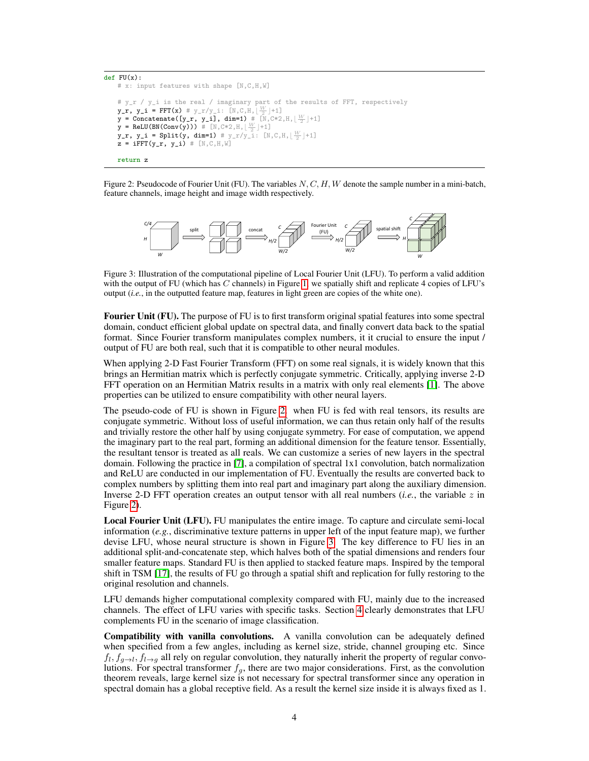```
def FU(x):
    # x: input features with shape [N,C,H,W]

    # y_r / y_i is the real / imaginary part of the results of FFT, respectively
    y_r, y_i = FFT(x) # y_r/y_i: [N,C,H,⌊W/2⌋+1]
    y = Concatenate([y_r, y_i], dim=1) # [N,C*2,H,⌊W/2⌋+1]
    y = ReLU(BN(Conv(y))) # [N,C*2,H,⌊W/2⌋+1]
    y_r, y_i = Split(y, dim=1) # y_r/y_i: [N,C,H,⌊W/2⌋+1]
    z = iFFT(y_r, y_i) # [N,C,H,W]

    return z
```

Figure 2: Pseudocode of Fourier Unit (FU). The variables $N, C, H, W$ denote the sample number in a mini-batch, feature channels, image height and image width respectively.

Figure 3: Illustration of the computational pipeline of Local Fourier Unit (LFU). To perform a valid addition with the output of FU (which has $C$ channels) in Figure 1, we spatially shift and replicate 4 copies of LFU's output (*i.e.*, in the outputted feature map, features in light green are copies of the white one).

**Fourier Unit (FU).** The purpose of FU is to first transform original spatial features into some spectral domain, conduct efficient global update on spectral data, and finally convert data back to the spatial format. Since Fourier transform manipulates complex numbers, it it crucial to ensure the input / output of FU are both real, such that it is compatible to other neural modules.

When applying 2-D Fast Fourier Transform (FFT) on some real signals, it is widely known that this brings an Hermitian matrix which is perfectly conjugate symmetric. Critically, applying inverse 2-D FFT operation on an Hermitian Matrix results in a matrix with only real elements [1]. The above properties can be utilized to ensure compatibility with other neural layers.

The pseudo-code of FU is shown in Figure 2. when FU is fed with real tensors, its results are conjugate symmetric. Without loss of useful information, we can thus retain only half of the results and trivially restore the other half by using conjugate symmetry. For ease of computation, we append the imaginary part to the real part, forming an additional dimension for the feature tensor. Essentially, the resultant tensor is treated as all reals. We can customize a series of new layers in the spectral domain. Following the practice in [7], a compilation of spectral 1x1 convolution, batch normalization and ReLU are conducted in our implementation of FU. Eventually the results are converted back to complex numbers by splitting them into real part and imaginary part along the auxiliary dimension. Inverse 2-D FFT operation creates an output tensor with all real numbers (*i.e.*, the variable $z$ in Figure 2).

**Local Fourier Unit (LFU).** FU manipulates the entire image. To capture and circulate semi-local information (*e.g.*, discriminative texture patterns in upper left of the input feature map), we further devise LFU, whose neural structure is shown in Figure 3. The key difference to FU lies in an additional split-and-concatenate step, which halves both of the spatial dimensions and renders four smaller feature maps. Standard FU is then applied to stacked feature maps. Inspired by the temporal shift in TSM [17], the results of FU go through a spatial shift and replication for fully restoring to the original resolution and channels.

LFU demands higher computational complexity compared with FU, mainly due to the increased channels. The effect of LFU varies with specific tasks. Section 4 clearly demonstrates that LFU complements FU in the scenario of image classification.

**Compatibility with vanilla convolutions.** A vanilla convolution can be adequately defined when specified from a few angles, including as kernel size, stride, channel grouping etc. Since $f_l, f_{g\to l}, f_{l\to g}$ all rely on regular convolution, they naturally inherit the property of regular convolutions. For spectral transformer $f_g$, there are two major considerations. First, as the convolution theorem reveals, large kernel size is not necessary for spectral transformer since any operation in spectral domain has a global receptive field. As a result the kernel size inside it is always fixed as 1.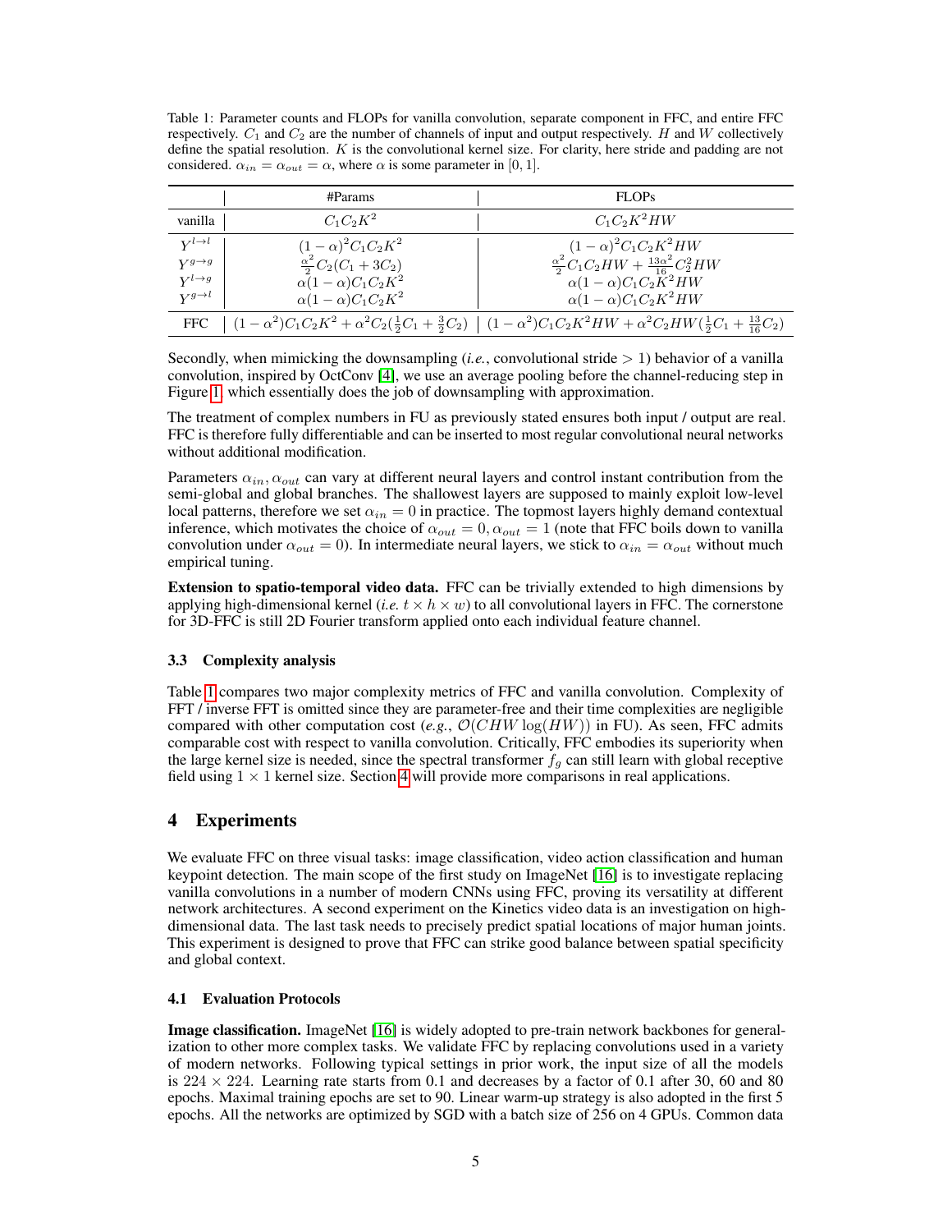Table 1: Parameter counts and FLOPs for vanilla convolution, separate component in FFC, and entire FFC respectively. $C_1$ and $C_2$ are the number of channels of input and output respectively. $H$ and $W$ collectively define the spatial resolution. $K$ is the convolutional kernel size. For clarity, here stride and padding are not considered. $\alpha_{in} = \alpha_{out} = \alpha$, where $\alpha$ is some parameter in $[0, 1]$.

| | #Params | FLOPs |
|---|---|---|
| vanilla | $C_1 C_2 K^2$ | $C_1 C_2 K^2 HW$ |
| $Y^{l\to l}$ | $(1-\alpha)^2 C_1 C_2 K^2$ | $(1-\alpha)^2 C_1 C_2 K^2 HW$ |
| $Y^{g\to g}$ | $\frac{\alpha^2}{2} C_2 (C_1 + 3C_2)$ | $\frac{\alpha^2}{2} C_1 C_2 HW + \frac{13\alpha^2}{16} C_2^2 HW$ |
| $Y^{l\to g}$ | $\alpha(1-\alpha) C_1 C_2 K^2$ | $\alpha(1-\alpha) C_1 C_2 K^2 HW$ |
| $Y^{g\to l}$ | $\alpha(1-\alpha) C_1 C_2 K^2$ | $\alpha(1-\alpha) C_1 C_2 K^2 HW$ |
| FFC | $(1-\alpha^2) C_1 C_2 K^2 + \alpha^2 C_2 (\frac{1}{2} C_1 + \frac{3}{2} C_2)$ | $(1-\alpha^2) C_1 C_2 K^2 HW + \alpha^2 C_2 HW (\frac{1}{2} C_1 + \frac{13}{16} C_2)$ |

Secondly, when mimicking the downsampling (*i.e.*, convolutional stride > 1) behavior of a vanilla convolution, inspired by OctConv [4], we use an average pooling before the channel-reducing step in Figure 1, which essentially does the job of downsampling with approximation.

The treatment of complex numbers in FU as previously stated ensures both input / output are real. FFC is therefore fully differentiable and can be inserted to most regular convolutional neural networks without additional modification.

Parameters $\alpha_{in}, \alpha_{out}$ can vary at different neural layers and control instant contribution from the semi-global and global branches. The shallowest layers are supposed to mainly exploit low-level local patterns, therefore we set $\alpha_{in} = 0$ in practice. The topmost layers highly demand contextual inference, which motivates the choice of $\alpha_{out} = 0, \alpha_{out} = 1$ (note that FFC boils down to vanilla convolution under $\alpha_{out} = 0$). In intermediate neural layers, we stick to $\alpha_{in} = \alpha_{out}$ without much empirical tuning.

**Extension to spatio-temporal video data.** FFC can be trivially extended to high dimensions by applying high-dimensional kernel (*i.e.* $t \times h \times w$) to all convolutional layers in FFC. The cornerstone for 3D-FFC is still 2D Fourier transform applied onto each individual feature channel.

### 3.3 Complexity analysis

Table 1 compares two major complexity metrics of FFC and vanilla convolution. Complexity of FFT / inverse FFT is omitted since they are parameter-free and their time complexities are negligible compared with other computation cost (*e.g.*, $\mathcal{O}(CHW \log(HW))$ in FU). As seen, FFC admits comparable cost with respect to vanilla convolution. Critically, FFC embodies its superiority when the large kernel size is needed, since the spectral transformer $f_g$ can still learn with global receptive field using $1 \times 1$ kernel size. Section 4 will provide more comparisons in real applications.

## 4 Experiments

We evaluate FFC on three visual tasks: image classification, video action classification and human keypoint detection. The main scope of the first study on ImageNet [16] is to investigate replacing vanilla convolutions in a number of modern CNNs using FFC, proving its versatility at different network architectures. A second experiment on the Kinetics video data is an investigation on high-dimensional data. The last task needs to precisely predict spatial locations of major human joints. This experiment is designed to prove that FFC can strike good balance between spatial specificity and global context.

### 4.1 Evaluation Protocols

**Image classification.** ImageNet [16] is widely adopted to pre-train network backbones for generalization to other more complex tasks. We validate FFC by replacing convolutions used in a variety of modern networks. Following typical settings in prior work, the input size of all the models is $224 \times 224$. Learning rate starts from 0.1 and decreases by a factor of 0.1 after 30, 60 and 80 epochs. Maximal training epochs are set to 90. Linear warm-up strategy is also adopted in the first 5 epochs. All the networks are optimized by SGD with a batch size of 256 on 4 GPUs. Common data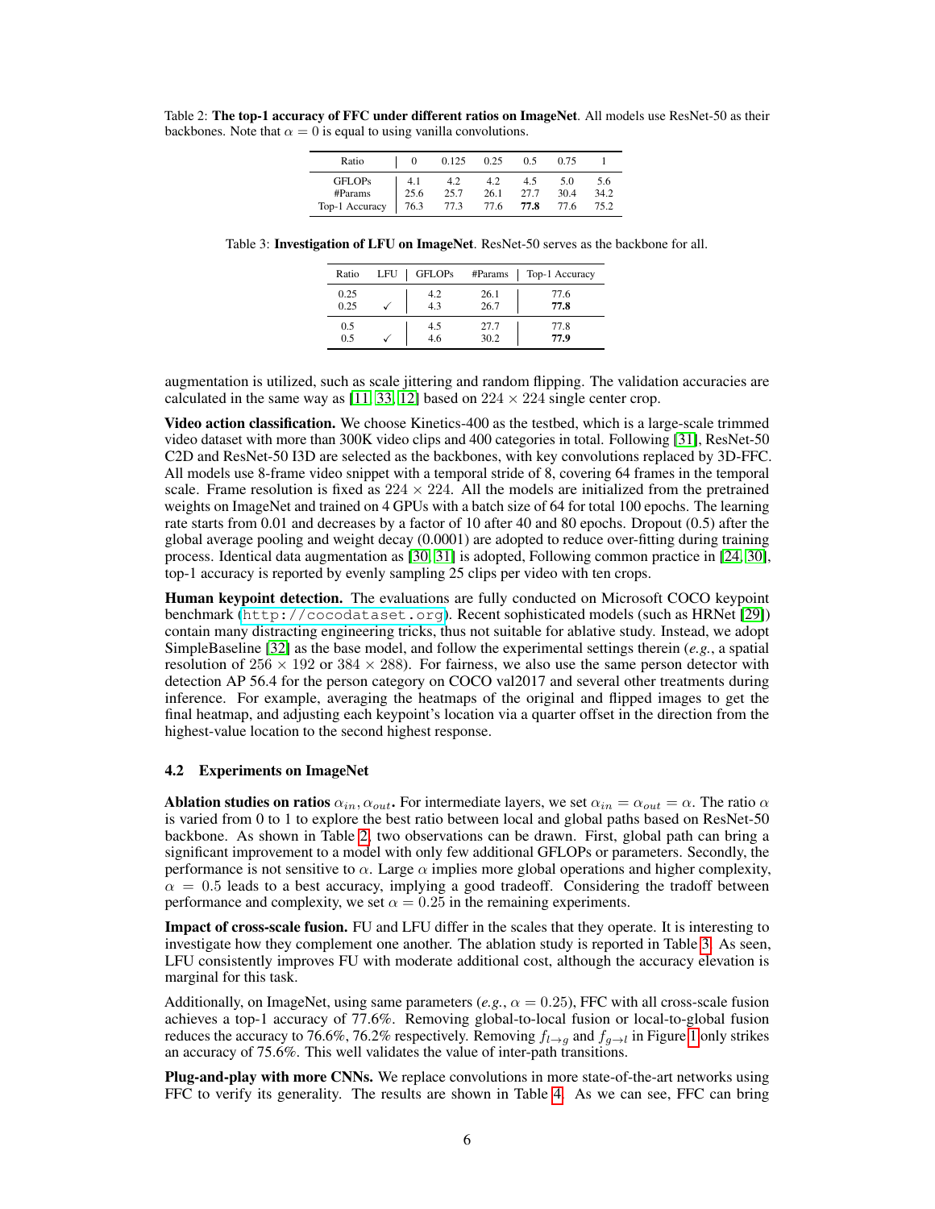Table 2: **The top-1 accuracy of FFC under different ratios on ImageNet**. All models use ResNet-50 as their backbones. Note that $\alpha = 0$ is equal to using vanilla convolutions.

| Ratio | 0 | 0.125 | 0.25 | 0.5 | 0.75 | 1 |
|---|---|---|---|---|---|---|
| GFLOPs | 4.1 | 4.2 | 4.2 | 4.5 | 5.0 | 5.6 |
| #Params | 25.6 | 25.7 | 26.1 | 27.7 | 30.4 | 34.2 |
| Top-1 Accuracy | 76.3 | 77.3 | 77.6 | **77.8** | 77.6 | 75.2 |

Table 3: **Investigation of LFU on ImageNet**. ResNet-50 serves as the backbone for all.

| Ratio | LFU | GFLOPs | #Params | Top-1 Accuracy |
|---|---|---|---|---|
| 0.25 | | 4.2 | 26.1 | 77.6 |
| 0.25 | ✓ | 4.3 | 26.7 | **77.8** |
| 0.5 | | 4.5 | 27.7 | 77.8 |
| 0.5 | ✓ | 4.6 | 30.2 | **77.9** |

augmentation is utilized, such as scale jittering and random flipping. The validation accuracies are calculated in the same way as [11, 33, 12] based on $224 \times 224$ single center crop.

**Video action classification.** We choose Kinetics-400 as the testbed, which is a large-scale trimmed video dataset with more than 300K video clips and 400 categories in total. Following [31], ResNet-50 C2D and ResNet-50 I3D are selected as the backbones, with key convolutions replaced by 3D-FFC. All models use 8-frame video snippet with a temporal stride of 8, covering 64 frames in the temporal scale. Frame resolution is fixed as $224 \times 224$. All the models are initialized from the pretrained weights on ImageNet and trained on 4 GPUs with a batch size of 64 for total 100 epochs. The learning rate starts from 0.01 and decreases by a factor of 10 after 40 and 80 epochs. Dropout (0.5) after the global average pooling and weight decay (0.0001) are adopted to reduce over-fitting during training process. Identical data augmentation as [30, 31] is adopted, Following common practice in [24, 30], top-1 accuracy is reported by evenly sampling 25 clips per video with ten crops.

**Human keypoint detection.** The evaluations are fully conducted on Microsoft COCO keypoint benchmark (http://cocodataset.org). Recent sophisticated models (such as HRNet [29]) contain many distracting engineering tricks, thus not suitable for ablative study. Instead, we adopt SimpleBaseline [32] as the base model, and follow the experimental settings therein (*e.g.*, a spatial resolution of $256 \times 192$ or $384 \times 288$). For fairness, we also use the same person detector with detection AP 56.4 for the person category on COCO val2017 and several other treatments during inference. For example, averaging the heatmaps of the original and flipped images to get the final heatmap, and adjusting each keypoint's location via a quarter offset in the direction from the highest-value location to the second highest response.

### 4.2 Experiments on ImageNet

**Ablation studies on ratios $\alpha_{in}, \alpha_{out}$.** For intermediate layers, we set $\alpha_{in} = \alpha_{out} = \alpha$. The ratio $\alpha$ is varied from 0 to 1 to explore the best ratio between local and global paths based on ResNet-50 backbone. As shown in Table 2, two observations can be drawn. First, global path can bring a significant improvement to a model with only few additional GFLOPs or parameters. Secondly, the performance is not sensitive to $\alpha$. Large $\alpha$ implies more global operations and higher complexity, $\alpha = 0.5$ leads to a best accuracy, implying a good tradeoff. Considering the tradoff between performance and complexity, we set $\alpha = 0.25$ in the remaining experiments.

**Impact of cross-scale fusion.** FU and LFU differ in the scales that they operate. It is interesting to investigate how they complement one another. The ablation study is reported in Table 3. As seen, LFU consistently improves FU with moderate additional cost, although the accuracy elevation is marginal for this task.

Additionally, on ImageNet, using same parameters (*e.g.*, $\alpha = 0.25$), FFC with all cross-scale fusion achieves a top-1 accuracy of 77.6%. Removing global-to-local fusion or local-to-global fusion reduces the accuracy to 76.6%, 76.2% respectively. Removing $f_{l \to g}$ and $f_{g \to l}$ in Figure 1 only strikes an accuracy of 75.6%. This well validates the value of inter-path transitions.

**Plug-and-play with more CNNs.** We replace convolutions in more state-of-the-art networks using FFC to verify its generality. The results are shown in Table 4. As we can see, FFC can bring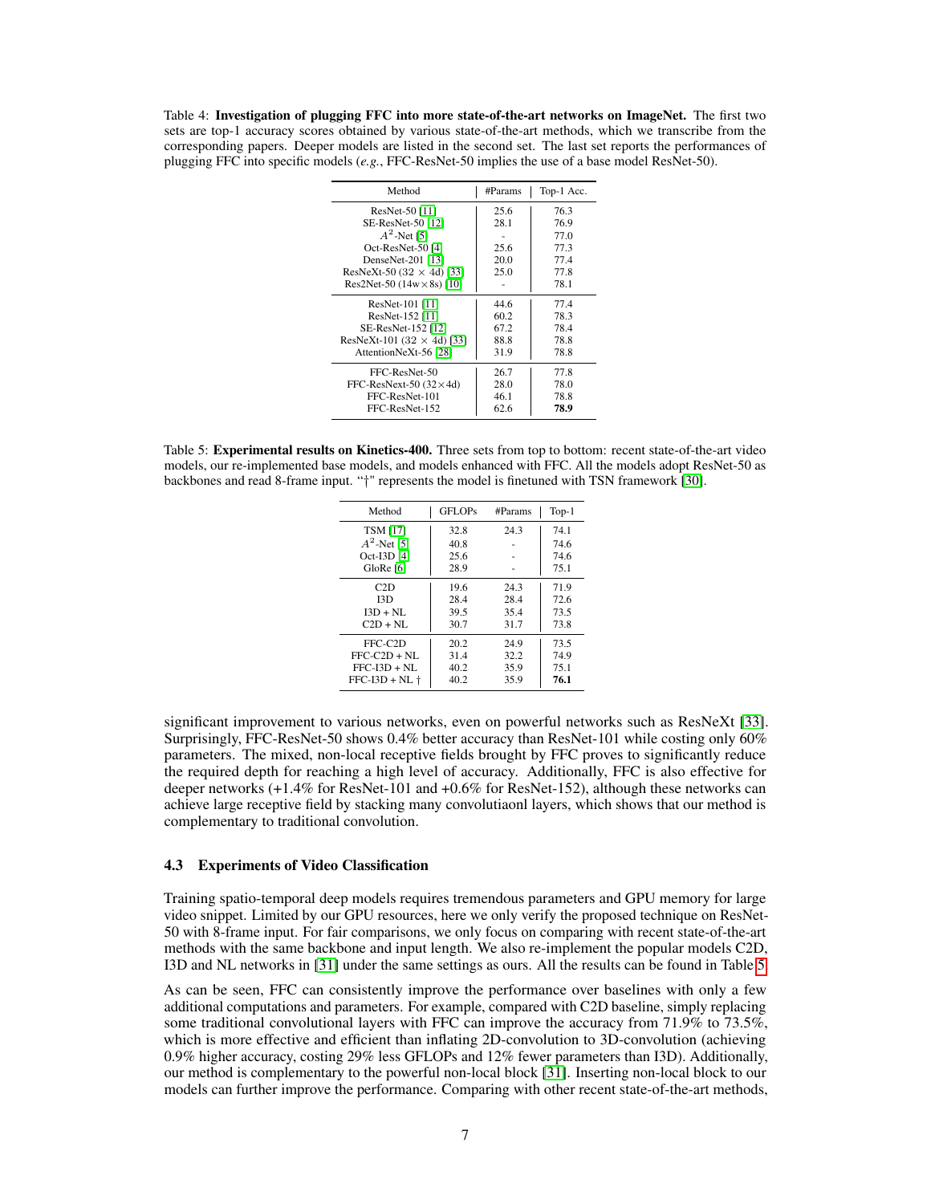Table 4: **Investigation of plugging FFC into more state-of-the-art networks on ImageNet.** The first two sets are top-1 accuracy scores obtained by various state-of-the-art methods, which we transcribe from the corresponding papers. Deeper models are listed in the second set. The last set reports the performances of plugging FFC into specific models (*e.g.*, FFC-ResNet-50 implies the use of a base model ResNet-50).

| Method | #Params | Top-1 Acc. |
|---|---|---|
| ResNet-50 [11] | 25.6 | 76.3 |
| SE-ResNet-50 [12] | 28.1 | 76.9 |
| $A^2$-Net [5] | - | 77.0 |
| Oct-ResNet-50 [4] | 25.6 | 77.3 |
| DenseNet-201 [13] | 20.0 | 77.4 |
| ResNeXt-50 (32 × 4d) [33] | 25.0 | 77.8 |
| Res2Net-50 (14w×8s) [10] | - | 78.1 |
| ResNet-101 [11] | 44.6 | 77.4 |
| ResNet-152 [11] | 60.2 | 78.3 |
| SE-ResNet-152 [12] | 67.2 | 78.4 |
| ResNeXt-101 (32 × 4d) [33] | 88.8 | 78.8 |
| AttentionNeXt-56 [28] | 31.9 | 78.8 |
| FFC-ResNet-50 | 26.7 | 77.8 |
| FFC-ResNext-50 (32×4d) | 28.0 | 78.0 |
| FFC-ResNet-101 | 46.1 | 78.8 |
| FFC-ResNet-152 | 62.6 | **78.9** |

Table 5: **Experimental results on Kinetics-400.** Three sets from top to bottom: recent state-of-the-art video models, our re-implemented base models, and models enhanced with FFC. All the models adopt ResNet-50 as backbones and read 8-frame input. "†" represents the model is finetuned with TSN framework [30].

| Method | GFLOPs | #Params | Top-1 |
|---|---|---|---|
| TSM [17] | 32.8 | 24.3 | 74.1 |
| $A^2$-Net [5] | 40.8 | - | 74.6 |
| Oct-I3D [4] | 25.6 | - | 74.6 |
| GloRe [6] | 28.9 | - | 75.1 |
| C2D | 19.6 | 24.3 | 71.9 |
| I3D | 28.4 | 28.4 | 72.6 |
| I3D + NL | 39.5 | 35.4 | 73.5 |
| C2D + NL | 30.7 | 31.7 | 73.8 |
| FFC-C2D | 20.2 | 24.9 | 73.5 |
| FFC-C2D + NL | 31.4 | 32.2 | 74.9 |
| FFC-I3D + NL | 40.2 | 35.9 | 75.1 |
| FFC-I3D + NL † | 40.2 | 35.9 | **76.1** |

significant improvement to various networks, even on powerful networks such as ResNeXt [33]. Surprisingly, FFC-ResNet-50 shows 0.4% better accuracy than ResNet-101 while costing only 60% parameters. The mixed, non-local receptive fields brought by FFC proves to significantly reduce the required depth for reaching a high level of accuracy. Additionally, FFC is also effective for deeper networks (+1.4% for ResNet-101 and +0.6% for ResNet-152), although these networks can achieve large receptive field by stacking many convolutiaonl layers, which shows that our method is complementary to traditional convolution.

### 4.3 Experiments of Video Classification

Training spatio-temporal deep models requires tremendous parameters and GPU memory for large video snippet. Limited by our GPU resources, here we only verify the proposed technique on ResNet-50 with 8-frame input. For fair comparisons, we only focus on comparing with recent state-of-the-art methods with the same backbone and input length. We also re-implement the popular models C2D, I3D and NL networks in [31] under the same settings as ours. All the results can be found in Table 5.

As can be seen, FFC can consistently improve the performance over baselines with only a few additional computations and parameters. For example, compared with C2D baseline, simply replacing some traditional convolutional layers with FFC can improve the accuracy from 71.9% to 73.5%, which is more effective and efficient than inflating 2D-convolution to 3D-convolution (achieving 0.9% higher accuracy, costing 29% less GFLOPs and 12% fewer parameters than I3D). Additionally, our method is complementary to the powerful non-local block [31]. Inserting non-local block to our models can further improve the performance. Comparing with other recent state-of-the-art methods,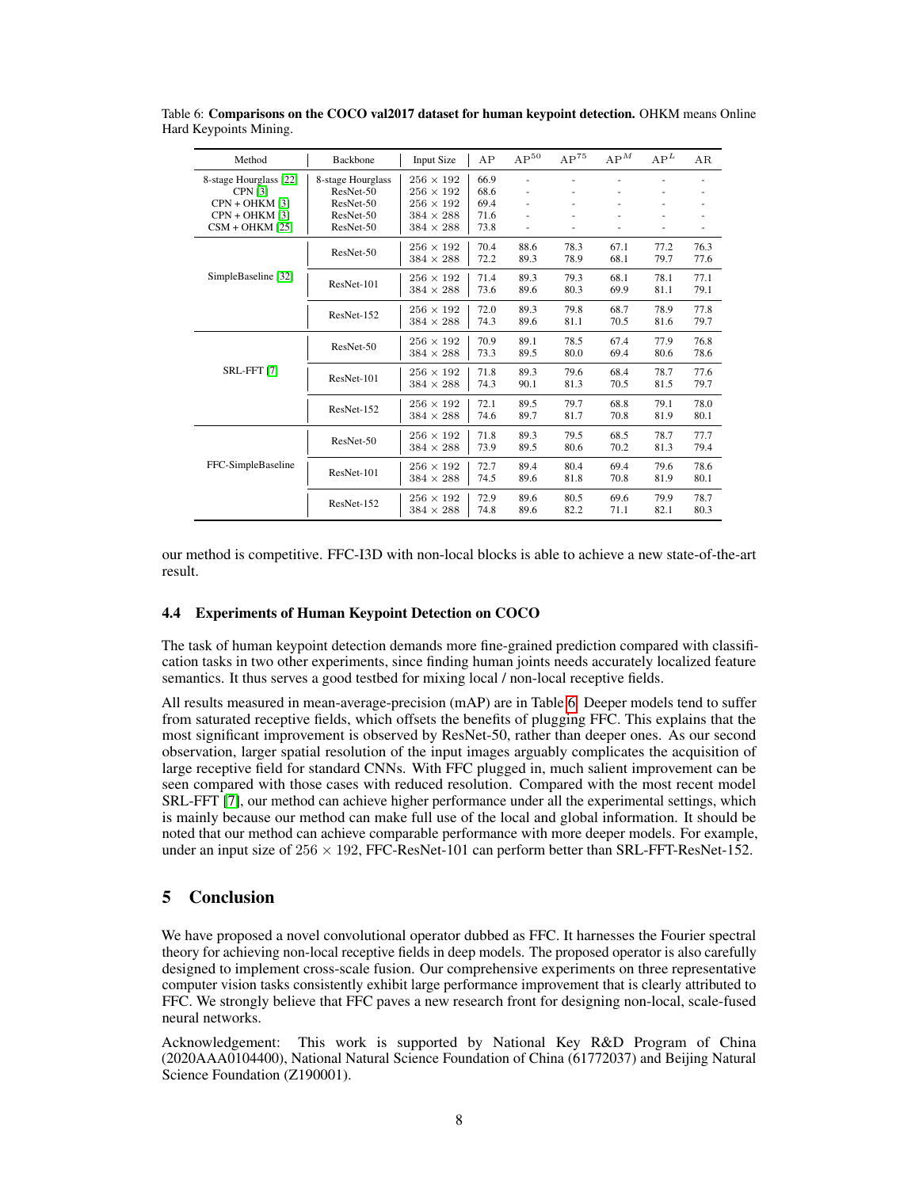Table 6: **Comparisons on the COCO val2017 dataset for human keypoint detection.** OHKM means Online Hard Keypoints Mining.

| Method | Backbone | Input Size | AP | $\mathrm{AP}^{50}$ | $\mathrm{AP}^{75}$ | $\mathrm{AP}^{M}$ | $\mathrm{AP}^{L}$ | AR |
|---|---|---|---|---|---|---|---|---|
| 8-stage Hourglass [22] | 8-stage Hourglass | $256 \times 192$ | 66.9 | - | - | - | - | - |
| CPN [3] | ResNet-50 | $256 \times 192$ | 68.6 | - | - | - | - | - |
| CPN + OHKM [3] | ResNet-50 | $256 \times 192$ | 69.4 | - | - | - | - | - |
| CPN + OHKM [3] | ResNet-50 | $384 \times 288$ | 71.6 | - | - | - | - | - |
| CSM + OHKM [25] | ResNet-50 | $384 \times 288$ | 73.8 | - | - | - | - | - |
| SimpleBaseline [32] | ResNet-50 | $256 \times 192$ | 70.4 | 88.6 | 78.3 | 67.1 | 77.2 | 76.3 |
| | | $384 \times 288$ | 72.2 | 89.3 | 78.9 | 68.1 | 79.7 | 77.6 |
| | ResNet-101 | $256 \times 192$ | 71.4 | 89.3 | 79.3 | 68.1 | 78.1 | 77.1 |
| | | $384 \times 288$ | 73.6 | 89.6 | 80.3 | 69.9 | 81.1 | 79.1 |
| | ResNet-152 | $256 \times 192$ | 72.0 | 89.3 | 79.8 | 68.7 | 78.9 | 77.8 |
| | | $384 \times 288$ | 74.3 | 89.6 | 81.1 | 70.5 | 81.6 | 79.7 |
| SRL-FFT [7] | ResNet-50 | $256 \times 192$ | 70.9 | 89.1 | 78.5 | 67.4 | 77.9 | 76.8 |
| | | $384 \times 288$ | 73.3 | 89.5 | 80.0 | 69.4 | 80.6 | 78.6 |
| | ResNet-101 | $256 \times 192$ | 71.8 | 89.3 | 79.6 | 68.4 | 78.7 | 77.6 |
| | | $384 \times 288$ | 74.3 | 90.1 | 81.3 | 70.5 | 81.5 | 79.7 |
| | ResNet-152 | $256 \times 192$ | 72.1 | 89.5 | 79.7 | 68.8 | 79.1 | 78.0 |
| | | $384 \times 288$ | 74.6 | 89.7 | 81.7 | 70.8 | 81.9 | 80.1 |
| FFC-SimpleBaseline | ResNet-50 | $256 \times 192$ | 71.8 | 89.3 | 79.5 | 68.5 | 78.7 | 77.7 |
| | | $384 \times 288$ | 73.9 | 89.5 | 80.6 | 70.2 | 81.3 | 79.4 |
| | ResNet-101 | $256 \times 192$ | 72.7 | 89.4 | 80.4 | 69.4 | 79.6 | 78.6 |
| | | $384 \times 288$ | 74.5 | 89.6 | 81.8 | 70.8 | 81.9 | 80.1 |
| | ResNet-152 | $256 \times 192$ | 72.9 | 89.6 | 80.5 | 69.6 | 79.9 | 78.7 |
| | | $384 \times 288$ | 74.8 | 89.6 | 82.2 | 71.1 | 82.1 | 80.3 |

our method is competitive. FFC-I3D with non-local blocks is able to achieve a new state-of-the-art result.

### 4.4 Experiments of Human Keypoint Detection on COCO

The task of human keypoint detection demands more fine-grained prediction compared with classification tasks in two other experiments, since finding human joints needs accurately localized feature semantics. It thus serves a good testbed for mixing local / non-local receptive fields.

All results measured in mean-average-precision (mAP) are in Table 6. Deeper models tend to suffer from saturated receptive fields, which offsets the benefits of plugging FFC. This explains that the most significant improvement is observed by ResNet-50, rather than deeper ones. As our second observation, larger spatial resolution of the input images arguably complicates the acquisition of large receptive field for standard CNNs. With FFC plugged in, much salient improvement can be seen compared with those cases with reduced resolution. Compared with the most recent model SRL-FFT [7], our method can achieve higher performance under all the experimental settings, which is mainly because our method can make full use of the local and global information. It should be noted that our method can achieve comparable performance with more deeper models. For example, under an input size of $256 \times 192$, FFC-ResNet-101 can perform better than SRL-FFT-ResNet-152.

## 5 Conclusion

We have proposed a novel convolutional operator dubbed as FFC. It harnesses the Fourier spectral theory for achieving non-local receptive fields in deep models. The proposed operator is also carefully designed to implement cross-scale fusion. Our comprehensive experiments on three representative computer vision tasks consistently exhibit large performance improvement that is clearly attributed to FFC. We strongly believe that FFC paves a new research front for designing non-local, scale-fused neural networks.

Acknowledgement: This work is supported by National Key R&D Program of China (2020AAA0104400), National Natural Science Foundation of China (61772037) and Beijing Natural Science Foundation (Z190001).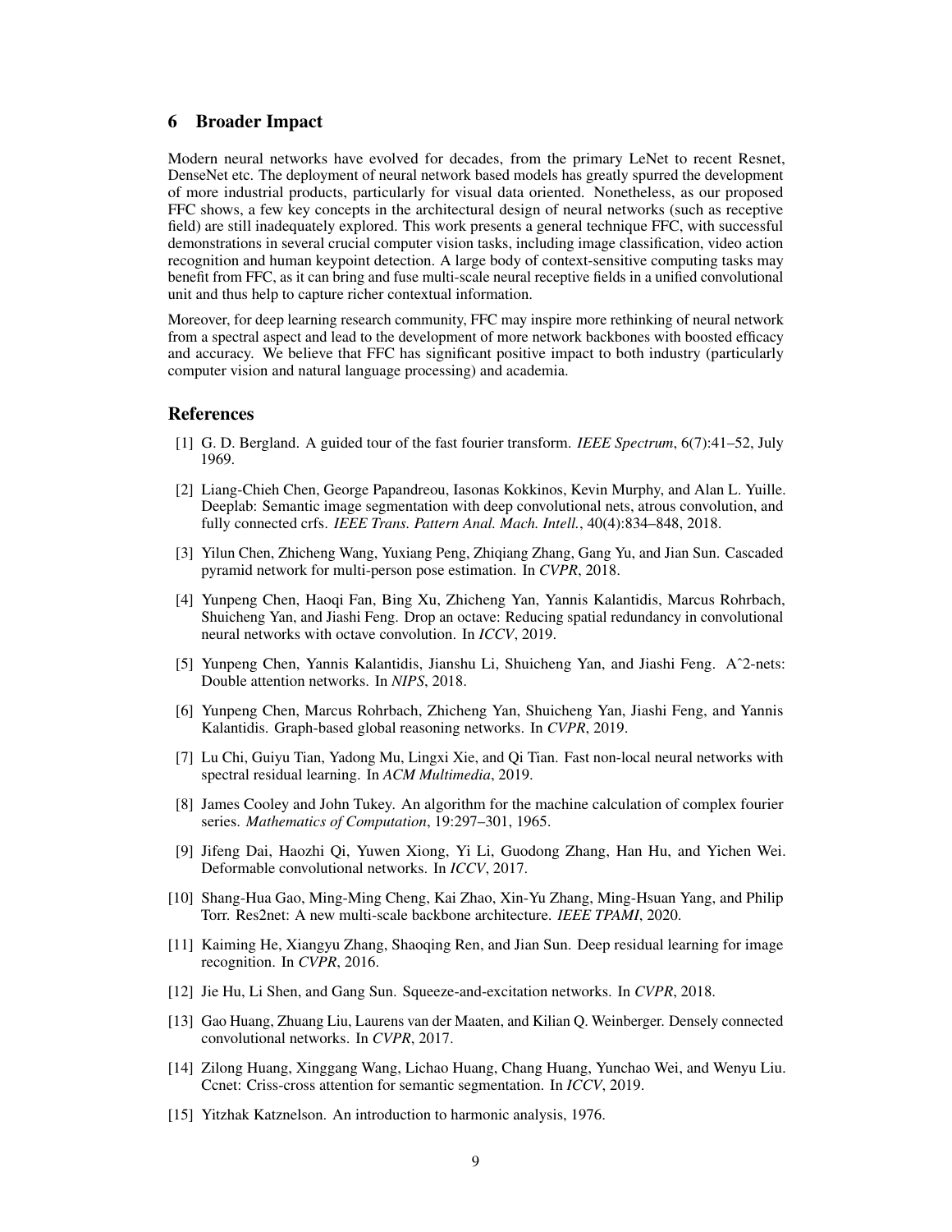## 6 Broader Impact

Modern neural networks have evolved for decades, from the primary LeNet to recent Resnet, DenseNet etc. The deployment of neural network based models has greatly spurred the development of more industrial products, particularly for visual data oriented. Nonetheless, as our proposed FFC shows, a few key concepts in the architectural design of neural networks (such as receptive field) are still inadequately explored. This work presents a general technique FFC, with successful demonstrations in several crucial computer vision tasks, including image classification, video action recognition and human keypoint detection. A large body of context-sensitive computing tasks may benefit from FFC, as it can bring and fuse multi-scale neural receptive fields in a unified convolutional unit and thus help to capture richer contextual information.

Moreover, for deep learning research community, FFC may inspire more rethinking of neural network from a spectral aspect and lead to the development of more network backbones with boosted efficacy and accuracy. We believe that FFC has significant positive impact to both industry (particularly computer vision and natural language processing) and academia.

## References

[1] G. D. Bergland. A guided tour of the fast fourier transform. *IEEE Spectrum*, 6(7):41–52, July 1969.

[2] Liang-Chieh Chen, George Papandreou, Iasonas Kokkinos, Kevin Murphy, and Alan L. Yuille. Deeplab: Semantic image segmentation with deep convolutional nets, atrous convolution, and fully connected crfs. *IEEE Trans. Pattern Anal. Mach. Intell.*, 40(4):834–848, 2018.

[3] Yilun Chen, Zhicheng Wang, Yuxiang Peng, Zhiqiang Zhang, Gang Yu, and Jian Sun. Cascaded pyramid network for multi-person pose estimation. In *CVPR*, 2018.

[4] Yunpeng Chen, Haoqi Fan, Bing Xu, Zhicheng Yan, Yannis Kalantidis, Marcus Rohrbach, Shuicheng Yan, and Jiashi Feng. Drop an octave: Reducing spatial redundancy in convolutional neural networks with octave convolution. In *ICCV*, 2019.

[5] Yunpeng Chen, Yannis Kalantidis, Jianshu Li, Shuicheng Yan, and Jiashi Feng. Aˆ2-nets: Double attention networks. In *NIPS*, 2018.

[6] Yunpeng Chen, Marcus Rohrbach, Zhicheng Yan, Shuicheng Yan, Jiashi Feng, and Yannis Kalantidis. Graph-based global reasoning networks. In *CVPR*, 2019.

[7] Lu Chi, Guiyu Tian, Yadong Mu, Lingxi Xie, and Qi Tian. Fast non-local neural networks with spectral residual learning. In *ACM Multimedia*, 2019.

[8] James Cooley and John Tukey. An algorithm for the machine calculation of complex fourier series. *Mathematics of Computation*, 19:297–301, 1965.

[9] Jifeng Dai, Haozhi Qi, Yuwen Xiong, Yi Li, Guodong Zhang, Han Hu, and Yichen Wei. Deformable convolutional networks. In *ICCV*, 2017.

[10] Shang-Hua Gao, Ming-Ming Cheng, Kai Zhao, Xin-Yu Zhang, Ming-Hsuan Yang, and Philip Torr. Res2net: A new multi-scale backbone architecture. *IEEE TPAMI*, 2020.

[11] Kaiming He, Xiangyu Zhang, Shaoqing Ren, and Jian Sun. Deep residual learning for image recognition. In *CVPR*, 2016.

[12] Jie Hu, Li Shen, and Gang Sun. Squeeze-and-excitation networks. In *CVPR*, 2018.

[13] Gao Huang, Zhuang Liu, Laurens van der Maaten, and Kilian Q. Weinberger. Densely connected convolutional networks. In *CVPR*, 2017.

[14] Zilong Huang, Xinggang Wang, Lichao Huang, Chang Huang, Yunchao Wei, and Wenyu Liu. Ccnet: Criss-cross attention for semantic segmentation. In *ICCV*, 2019.

[15] Yitzhak Katznelson. An introduction to harmonic analysis, 1976.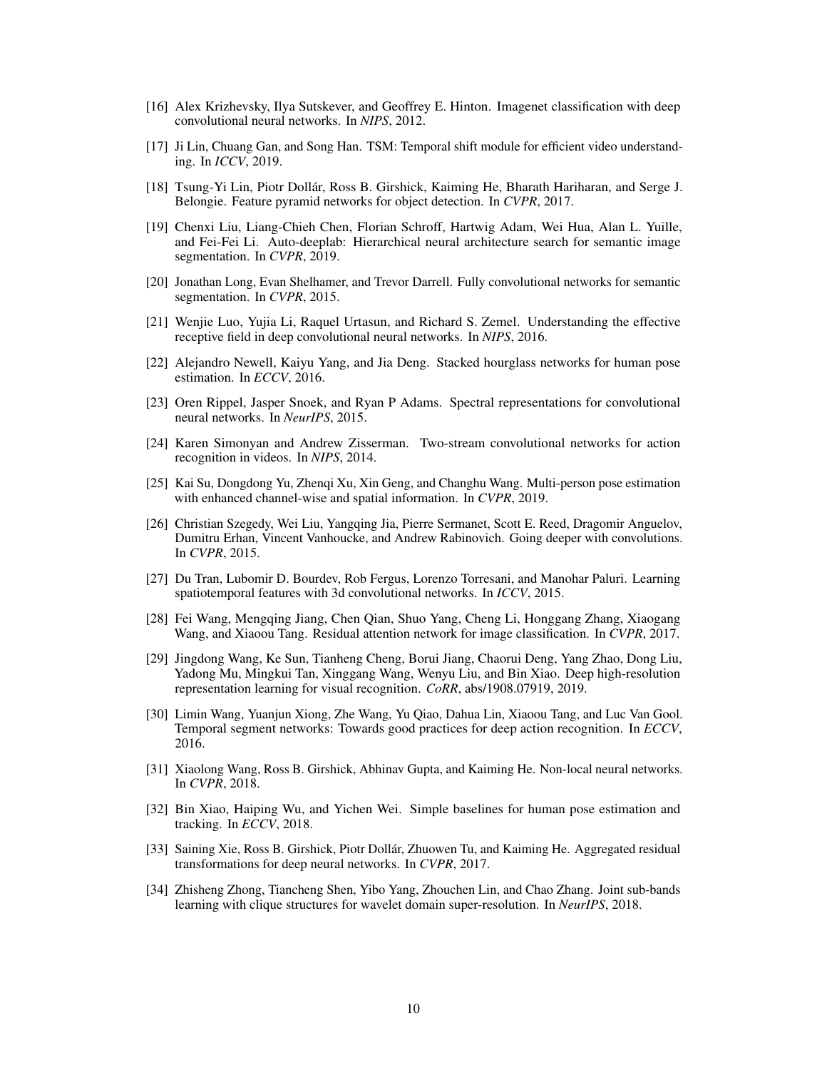[16] Alex Krizhevsky, Ilya Sutskever, and Geoffrey E. Hinton. Imagenet classification with deep convolutional neural networks. In *NIPS*, 2012.

[17] Ji Lin, Chuang Gan, and Song Han. TSM: Temporal shift module for efficient video understanding. In *ICCV*, 2019.

[18] Tsung-Yi Lin, Piotr Dollár, Ross B. Girshick, Kaiming He, Bharath Hariharan, and Serge J. Belongie. Feature pyramid networks for object detection. In *CVPR*, 2017.

[19] Chenxi Liu, Liang-Chieh Chen, Florian Schroff, Hartwig Adam, Wei Hua, Alan L. Yuille, and Fei-Fei Li. Auto-deeplab: Hierarchical neural architecture search for semantic image segmentation. In *CVPR*, 2019.

[20] Jonathan Long, Evan Shelhamer, and Trevor Darrell. Fully convolutional networks for semantic segmentation. In *CVPR*, 2015.

[21] Wenjie Luo, Yujia Li, Raquel Urtasun, and Richard S. Zemel. Understanding the effective receptive field in deep convolutional neural networks. In *NIPS*, 2016.

[22] Alejandro Newell, Kaiyu Yang, and Jia Deng. Stacked hourglass networks for human pose estimation. In *ECCV*, 2016.

[23] Oren Rippel, Jasper Snoek, and Ryan P Adams. Spectral representations for convolutional neural networks. In *NeurIPS*, 2015.

[24] Karen Simonyan and Andrew Zisserman. Two-stream convolutional networks for action recognition in videos. In *NIPS*, 2014.

[25] Kai Su, Dongdong Yu, Zhenqi Xu, Xin Geng, and Changhu Wang. Multi-person pose estimation with enhanced channel-wise and spatial information. In *CVPR*, 2019.

[26] Christian Szegedy, Wei Liu, Yangqing Jia, Pierre Sermanet, Scott E. Reed, Dragomir Anguelov, Dumitru Erhan, Vincent Vanhoucke, and Andrew Rabinovich. Going deeper with convolutions. In *CVPR*, 2015.

[27] Du Tran, Lubomir D. Bourdev, Rob Fergus, Lorenzo Torresani, and Manohar Paluri. Learning spatiotemporal features with 3d convolutional networks. In *ICCV*, 2015.

[28] Fei Wang, Mengqing Jiang, Chen Qian, Shuo Yang, Cheng Li, Honggang Zhang, Xiaogang Wang, and Xiaoou Tang. Residual attention network for image classification. In *CVPR*, 2017.

[29] Jingdong Wang, Ke Sun, Tianheng Cheng, Borui Jiang, Chaorui Deng, Yang Zhao, Dong Liu, Yadong Mu, Mingkui Tan, Xinggang Wang, Wenyu Liu, and Bin Xiao. Deep high-resolution representation learning for visual recognition. *CoRR*, abs/1908.07919, 2019.

[30] Limin Wang, Yuanjun Xiong, Zhe Wang, Yu Qiao, Dahua Lin, Xiaoou Tang, and Luc Van Gool. Temporal segment networks: Towards good practices for deep action recognition. In *ECCV*, 2016.

[31] Xiaolong Wang, Ross B. Girshick, Abhinav Gupta, and Kaiming He. Non-local neural networks. In *CVPR*, 2018.

[32] Bin Xiao, Haiping Wu, and Yichen Wei. Simple baselines for human pose estimation and tracking. In *ECCV*, 2018.

[33] Saining Xie, Ross B. Girshick, Piotr Dollár, Zhuowen Tu, and Kaiming He. Aggregated residual transformations for deep neural networks. In *CVPR*, 2017.

[34] Zhisheng Zhong, Tiancheng Shen, Yibo Yang, Zhouchen Lin, and Chao Zhang. Joint sub-bands learning with clique structures for wavelet domain super-resolution. In *NeurIPS*, 2018.